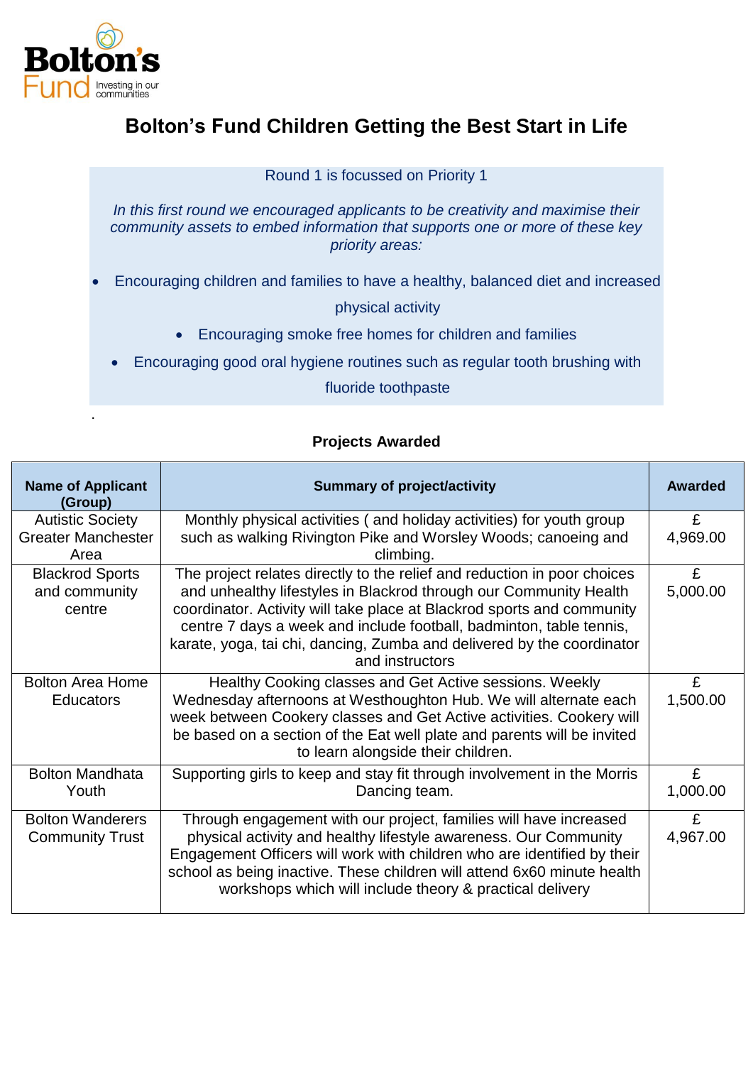Bolton's Fund Investing in our communities

# Bolton's Fund Children Getting the Best Start in Life

Round 1 is focussed on Priority 1

*In this first round we encouraged applicants to be creativity and maximise their community assets to embed information that supports one or more of these key priority areas:*

- Encouraging children and families to have a healthy, balanced diet and increased physical activity
- Encouraging smoke free homes for children and families
- Encouraging good oral hygiene routines such as regular tooth brushing with fluoride toothpaste

.

**Projects Awarded**

| Name of Applicant (Group) | Summary of project/activity | Awarded |
|---|---|---|
| Autistic Society Greater Manchester Area | Monthly physical activities ( and holiday activities) for youth group such as walking Rivington Pike and Worsley Woods; canoeing and climbing. | £ 4,969.00 |
| Blackrod Sports and community centre | The project relates directly to the relief and reduction in poor choices and unhealthy lifestyles in Blackrod through our Community Health coordinator. Activity will take place at Blackrod sports and community centre 7 days a week and include football, badminton, table tennis, karate, yoga, tai chi, dancing, Zumba and delivered by the coordinator and instructors | £ 5,000.00 |
| Bolton Area Home Educators | Healthy Cooking classes and Get Active sessions. Weekly Wednesday afternoons at Westhoughton Hub. We will alternate each week between Cookery classes and Get Active activities. Cookery will be based on a section of the Eat well plate and parents will be invited to learn alongside their children. | £ 1,500.00 |
| Bolton Mandhata Youth | Supporting girls to keep and stay fit through involvement in the Morris Dancing team. | £ 1,000.00 |
| Bolton Wanderers Community Trust | Through engagement with our project, families will have increased physical activity and healthy lifestyle awareness. Our Community Engagement Officers will work with children who are identified by their school as being inactive. These children will attend 6x60 minute health workshops which will include theory & practical delivery | £ 4,967.00 |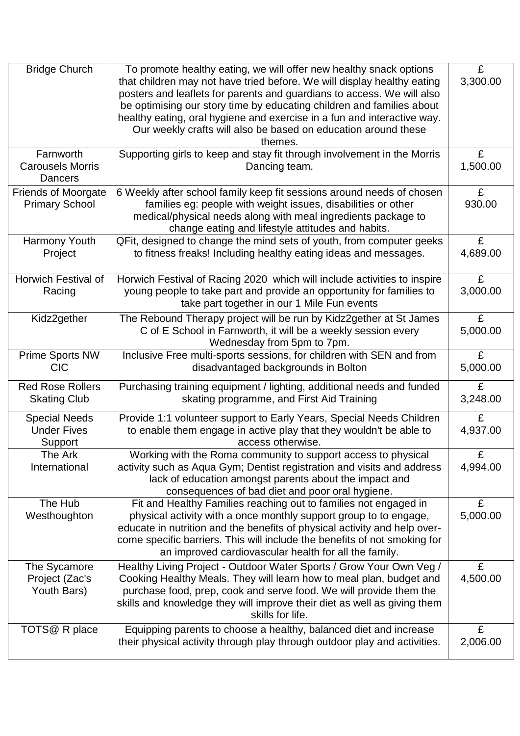| Bridge Church | To promote healthy eating, we will offer new healthy snack options that children may not have tried before. We will display healthy eating posters and leaflets for parents and guardians to access. We will also be optimising our story time by educating children and families about healthy eating, oral hygiene and exercise in a fun and interactive way. Our weekly crafts will also be based on education around these themes. | £ 3,300.00 |
|---|---|---|
| Farnworth Carousels Morris Dancers | Supporting girls to keep and stay fit through involvement in the Morris Dancing team. | £ 1,500.00 |
| Friends of Moorgate Primary School | 6 Weekly after school family keep fit sessions around needs of chosen families eg: people with weight issues, disabilities or other medical/physical needs along with meal ingredients package to change eating and lifestyle attitudes and habits. | £ 930.00 |
| Harmony Youth Project | QFit, designed to change the mind sets of youth, from computer geeks to fitness freaks! Including healthy eating ideas and messages. | £ 4,689.00 |
| Horwich Festival of Racing | Horwich Festival of Racing 2020 which will include activities to inspire young people to take part and provide an opportunity for families to take part together in our 1 Mile Fun events | £ 3,000.00 |
| Kidz2gether | The Rebound Therapy project will be run by Kidz2gether at St James C of E School in Farnworth, it will be a weekly session every Wednesday from 5pm to 7pm. | £ 5,000.00 |
| Prime Sports NW CIC | Inclusive Free multi-sports sessions, for children with SEN and from disadvantaged backgrounds in Bolton | £ 5,000.00 |
| Red Rose Rollers Skating Club | Purchasing training equipment / lighting, additional needs and funded skating programme, and First Aid Training | £ 3,248.00 |
| Special Needs Under Fives Support | Provide 1:1 volunteer support to Early Years, Special Needs Children to enable them engage in active play that they wouldn't be able to access otherwise. | £ 4,937.00 |
| The Ark International | Working with the Roma community to support access to physical activity such as Aqua Gym; Dentist registration and visits and address lack of education amongst parents about the impact and consequences of bad diet and poor oral hygiene. | £ 4,994.00 |
| The Hub Westhoughton | Fit and Healthy Families reaching out to families not engaged in physical activity with a once monthly support group to to engage, educate in nutrition and the benefits of physical activity and help over-come specific barriers. This will include the benefits of not smoking for an improved cardiovascular health for all the family. | £ 5,000.00 |
| The Sycamore Project (Zac's Youth Bars) | Healthy Living Project - Outdoor Water Sports / Grow Your Own Veg / Cooking Healthy Meals. They will learn how to meal plan, budget and purchase food, prep, cook and serve food. We will provide them the skills and knowledge they will improve their diet as well as giving them skills for life. | £ 4,500.00 |
| TOTS@ R place | Equipping parents to choose a healthy, balanced diet and increase their physical activity through play through outdoor play and activities. | £ 2,006.00 |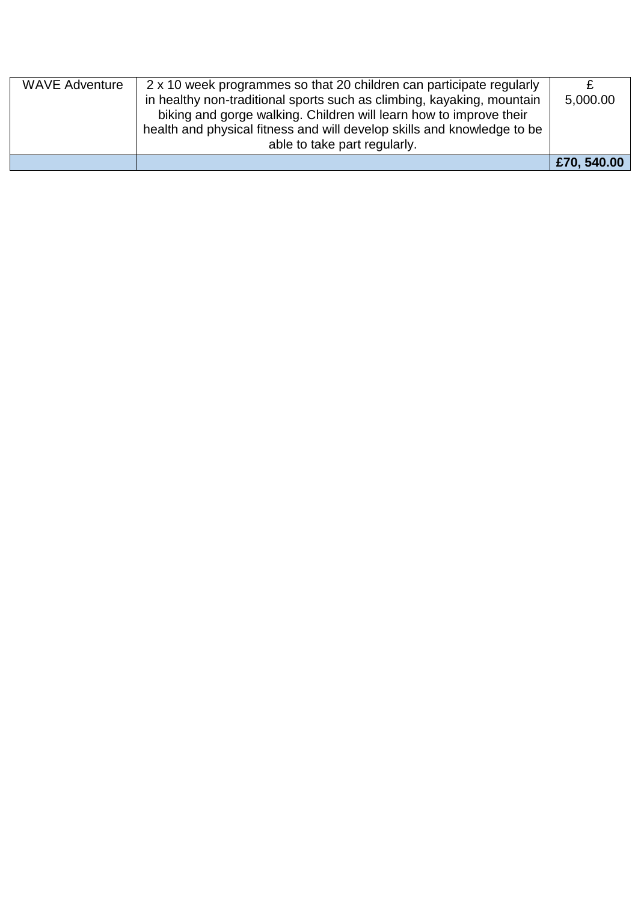| | | |
|---|---|---|
| WAVE Adventure | 2 x 10 week programmes so that 20 children can participate regularly in healthy non-traditional sports such as climbing, kayaking, mountain biking and gorge walking. Children will learn how to improve their health and physical fitness and will develop skills and knowledge to be able to take part regularly. | £ 5,000.00 |
| | | **£70, 540.00** |